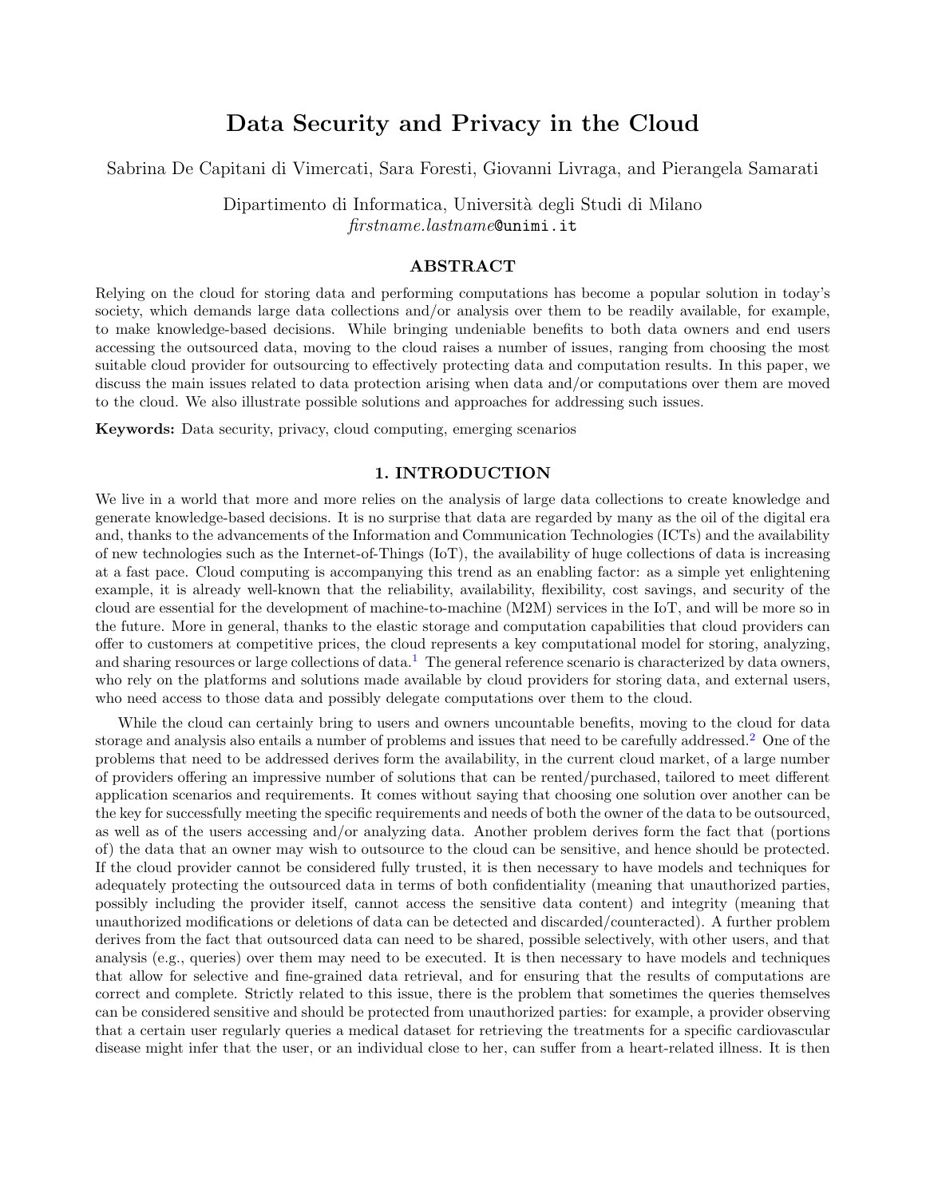# Data Security and Privacy in the Cloud

Sabrina De Capitani di Vimercati, Sara Foresti, Giovanni Livraga, and Pierangela Samarati

Dipartimento di Informatica, Università degli Studi di Milano
*firstname.lastname*@unimi.it

## ABSTRACT

Relying on the cloud for storing data and performing computations has become a popular solution in today's society, which demands large data collections and/or analysis over them to be readily available, for example, to make knowledge-based decisions. While bringing undeniable benefits to both data owners and end users accessing the outsourced data, moving to the cloud raises a number of issues, ranging from choosing the most suitable cloud provider for outsourcing to effectively protecting data and computation results. In this paper, we discuss the main issues related to data protection arising when data and/or computations over them are moved to the cloud. We also illustrate possible solutions and approaches for addressing such issues.

**Keywords:** Data security, privacy, cloud computing, emerging scenarios

## 1. INTRODUCTION

We live in a world that more and more relies on the analysis of large data collections to create knowledge and generate knowledge-based decisions. It is no surprise that data are regarded by many as the oil of the digital era and, thanks to the advancements of the Information and Communication Technologies (ICTs) and the availability of new technologies such as the Internet-of-Things (IoT), the availability of huge collections of data is increasing at a fast pace. Cloud computing is accompanying this trend as an enabling factor: as a simple yet enlightening example, it is already well-known that the reliability, availability, flexibility, cost savings, and security of the cloud are essential for the development of machine-to-machine (M2M) services in the IoT, and will be more so in the future. More in general, thanks to the elastic storage and computation capabilities that cloud providers can offer to customers at competitive prices, the cloud represents a key computational model for storing, analyzing, and sharing resources or large collections of data.[1] The general reference scenario is characterized by data owners, who rely on the platforms and solutions made available by cloud providers for storing data, and external users, who need access to those data and possibly delegate computations over them to the cloud.

While the cloud can certainly bring to users and owners uncountable benefits, moving to the cloud for data storage and analysis also entails a number of problems and issues that need to be carefully addressed.[2] One of the problems that need to be addressed derives form the availability, in the current cloud market, of a large number of providers offering an impressive number of solutions that can be rented/purchased, tailored to meet different application scenarios and requirements. It comes without saying that choosing one solution over another can be the key for successfully meeting the specific requirements and needs of both the owner of the data to be outsourced, as well as of the users accessing and/or analyzing data. Another problem derives form the fact that (portions of) the data that an owner may wish to outsource to the cloud can be sensitive, and hence should be protected. If the cloud provider cannot be considered fully trusted, it is then necessary to have models and techniques for adequately protecting the outsourced data in terms of both confidentiality (meaning that unauthorized parties, possibly including the provider itself, cannot access the sensitive data content) and integrity (meaning that unauthorized modifications or deletions of data can be detected and discarded/counteracted). A further problem derives from the fact that outsourced data can need to be shared, possible selectively, with other users, and that analysis (e.g., queries) over them may need to be executed. It is then necessary to have models and techniques that allow for selective and fine-grained data retrieval, and for ensuring that the results of computations are correct and complete. Strictly related to this issue, there is the problem that sometimes the queries themselves can be considered sensitive and should be protected from unauthorized parties: for example, a provider observing that a certain user regularly queries a medical dataset for retrieving the treatments for a specific cardiovascular disease might infer that the user, or an individual close to her, can suffer from a heart-related illness. It is then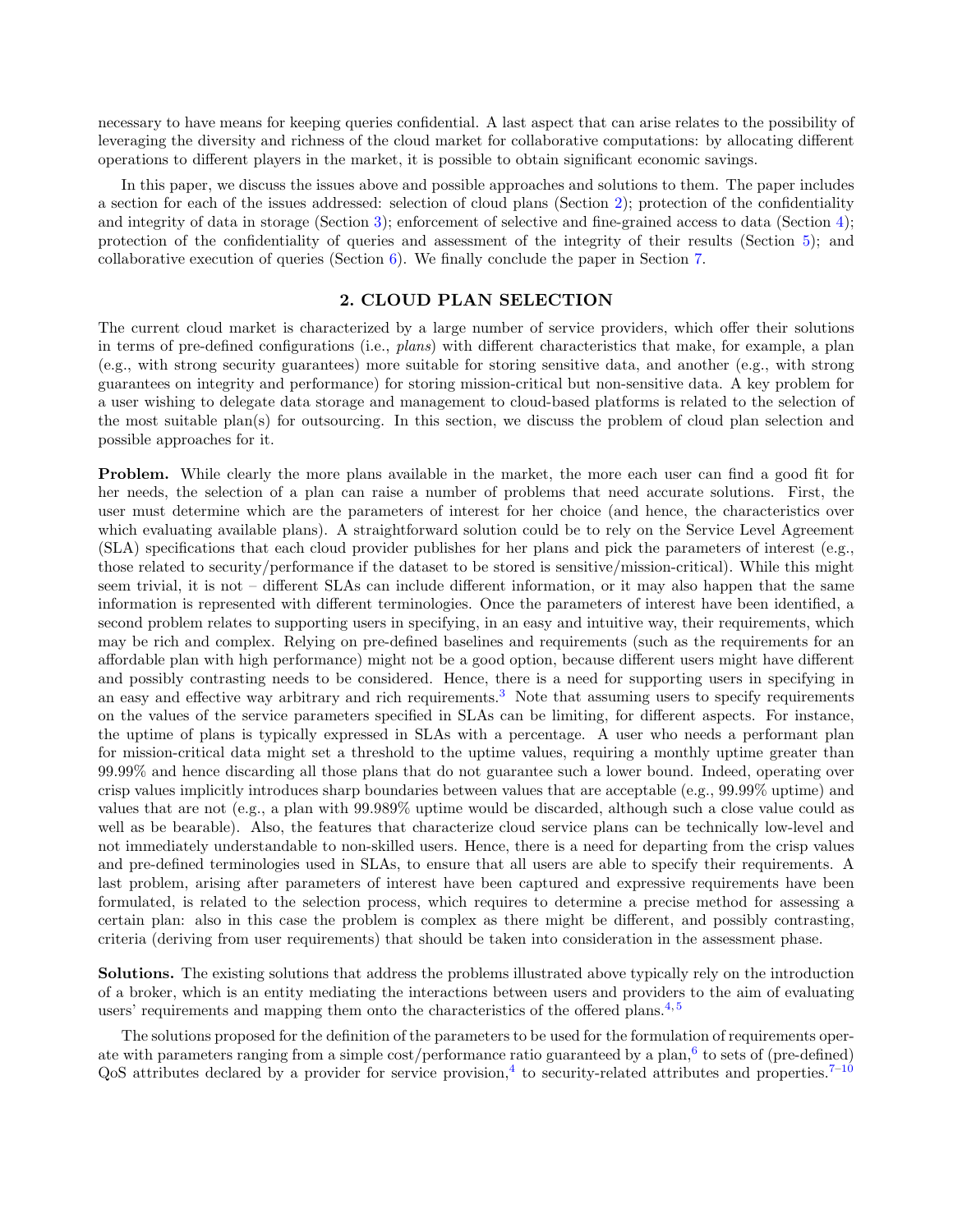necessary to have means for keeping queries confidential. A last aspect that can arise relates to the possibility of leveraging the diversity and richness of the cloud market for collaborative computations: by allocating different operations to different players in the market, it is possible to obtain significant economic savings.

In this paper, we discuss the issues above and possible approaches and solutions to them. The paper includes a section for each of the issues addressed: selection of cloud plans (Section 2); protection of the confidentiality and integrity of data in storage (Section 3); enforcement of selective and fine-grained access to data (Section 4); protection of the confidentiality of queries and assessment of the integrity of their results (Section 5); and collaborative execution of queries (Section 6). We finally conclude the paper in Section 7.

## 2. CLOUD PLAN SELECTION

The current cloud market is characterized by a large number of service providers, which offer their solutions in terms of pre-defined configurations (i.e., *plans*) with different characteristics that make, for example, a plan (e.g., with strong security guarantees) more suitable for storing sensitive data, and another (e.g., with strong guarantees on integrity and performance) for storing mission-critical but non-sensitive data. A key problem for a user wishing to delegate data storage and management to cloud-based platforms is related to the selection of the most suitable plan(s) for outsourcing. In this section, we discuss the problem of cloud plan selection and possible approaches for it.

**Problem.** While clearly the more plans available in the market, the more each user can find a good fit for her needs, the selection of a plan can raise a number of problems that need accurate solutions. First, the user must determine which are the parameters of interest for her choice (and hence, the characteristics over which evaluating available plans). A straightforward solution could be to rely on the Service Level Agreement (SLA) specifications that each cloud provider publishes for her plans and pick the parameters of interest (e.g., those related to security/performance if the dataset to be stored is sensitive/mission-critical). While this might seem trivial, it is not – different SLAs can include different information, or it may also happen that the same information is represented with different terminologies. Once the parameters of interest have been identified, a second problem relates to supporting users in specifying, in an easy and intuitive way, their requirements, which may be rich and complex. Relying on pre-defined baselines and requirements (such as the requirements for an affordable plan with high performance) might not be a good option, because different users might have different and possibly contrasting needs to be considered. Hence, there is a need for supporting users in specifying in an easy and effective way arbitrary and rich requirements.[3] Note that assuming users to specify requirements on the values of the service parameters specified in SLAs can be limiting, for different aspects. For instance, the uptime of plans is typically expressed in SLAs with a percentage. A user who needs a performant plan for mission-critical data might set a threshold to the uptime values, requiring a monthly uptime greater than 99.99% and hence discarding all those plans that do not guarantee such a lower bound. Indeed, operating over crisp values implicitly introduces sharp boundaries between values that are acceptable (e.g., 99.99% uptime) and values that are not (e.g., a plan with 99.989% uptime would be discarded, although such a close value could as well as be bearable). Also, the features that characterize cloud service plans can be technically low-level and not immediately understandable to non-skilled users. Hence, there is a need for departing from the crisp values and pre-defined terminologies used in SLAs, to ensure that all users are able to specify their requirements. A last problem, arising after parameters of interest have been captured and expressive requirements have been formulated, is related to the selection process, which requires to determine a precise method for assessing a certain plan: also in this case the problem is complex as there might be different, and possibly contrasting, criteria (deriving from user requirements) that should be taken into consideration in the assessment phase.

**Solutions.** The existing solutions that address the problems illustrated above typically rely on the introduction of a broker, which is an entity mediating the interactions between users and providers to the aim of evaluating users' requirements and mapping them onto the characteristics of the offered plans.[4,5]

The solutions proposed for the definition of the parameters to be used for the formulation of requirements operate with parameters ranging from a simple cost/performance ratio guaranteed by a plan,[6] to sets of (pre-defined) QoS attributes declared by a provider for service provision,[4] to security-related attributes and properties.[7–10]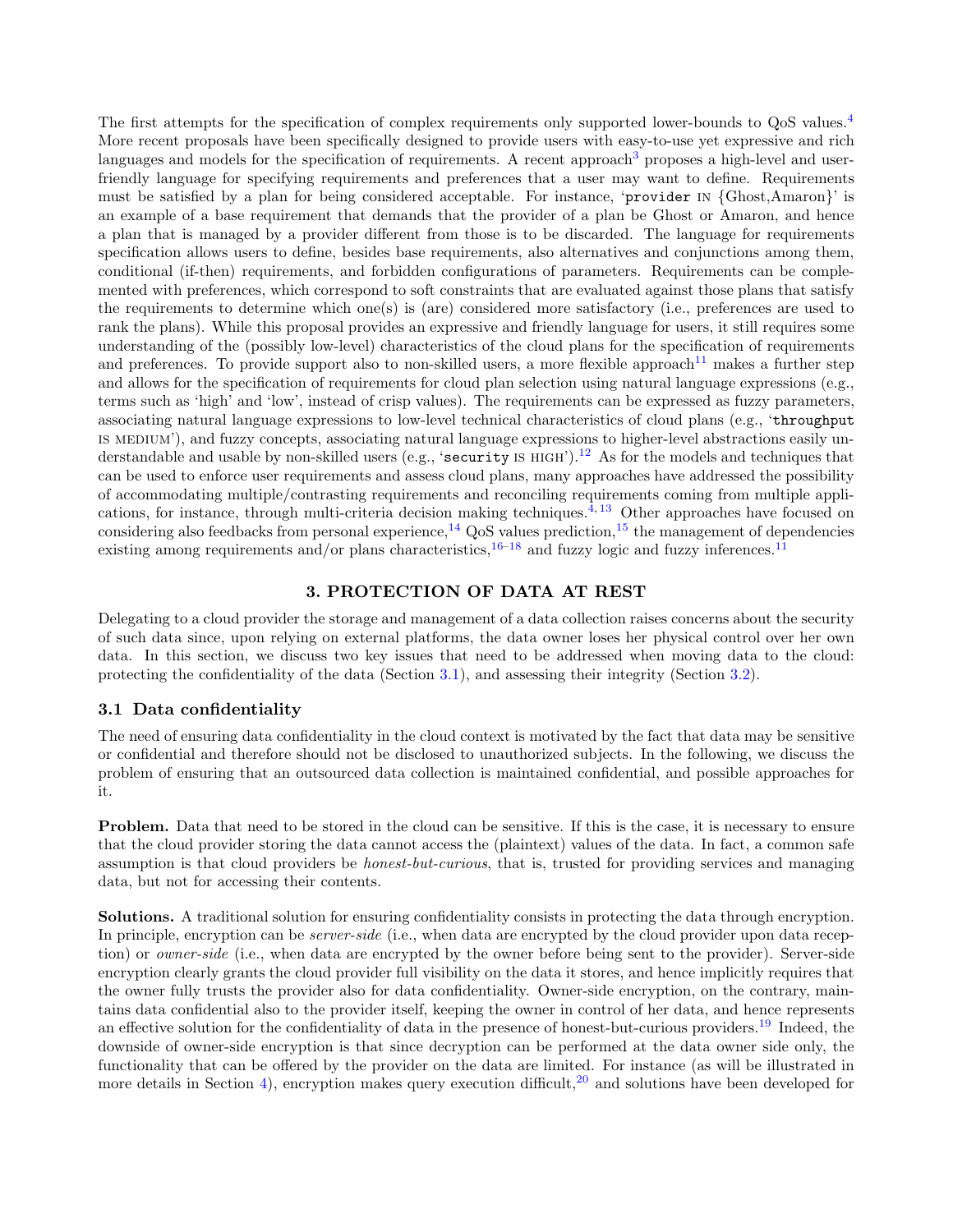The first attempts for the specification of complex requirements only supported lower-bounds to QoS values.[4] More recent proposals have been specifically designed to provide users with easy-to-use yet expressive and rich languages and models for the specification of requirements. A recent approach[3] proposes a high-level and user-friendly language for specifying requirements and preferences that a user may want to define. Requirements must be satisfied by a plan for being considered acceptable. For instance, '`provider` IN {Ghost,Amaron}' is an example of a base requirement that demands that the provider of a plan be Ghost or Amaron, and hence a plan that is managed by a provider different from those is to be discarded. The language for requirements specification allows users to define, besides base requirements, also alternatives and conjunctions among them, conditional (if-then) requirements, and forbidden configurations of parameters. Requirements can be complemented with preferences, which correspond to soft constraints that are evaluated against those plans that satisfy the requirements to determine which one(s) is (are) considered more satisfactory (i.e., preferences are used to rank the plans). While this proposal provides an expressive and friendly language for users, it still requires some understanding of the (possibly low-level) characteristics of the cloud plans for the specification of requirements and preferences. To provide support also to non-skilled users, a more flexible approach[11] makes a further step and allows for the specification of requirements for cloud plan selection using natural language expressions (e.g., terms such as 'high' and 'low', instead of crisp values). The requirements can be expressed as fuzzy parameters, associating natural language expressions to low-level technical characteristics of cloud plans (e.g., '`throughput` IS MEDIUM'), and fuzzy concepts, associating natural language expressions to higher-level abstractions easily understandable and usable by non-skilled users (e.g., '`security` IS HIGH').[12] As for the models and techniques that can be used to enforce user requirements and assess cloud plans, many approaches have addressed the possibility of accommodating multiple/contrasting requirements and reconciling requirements coming from multiple applications, for instance, through multi-criteria decision making techniques.[4,13] Other approaches have focused on considering also feedbacks from personal experience,[14] QoS values prediction,[15] the management of dependencies existing among requirements and/or plans characteristics,[16–18] and fuzzy logic and fuzzy inferences.[11]

## 3. PROTECTION OF DATA AT REST

Delegating to a cloud provider the storage and management of a data collection raises concerns about the security of such data since, upon relying on external platforms, the data owner loses her physical control over her own data. In this section, we discuss two key issues that need to be addressed when moving data to the cloud: protecting the confidentiality of the data (Section 3.1), and assessing their integrity (Section 3.2).

### 3.1 Data confidentiality

The need of ensuring data confidentiality in the cloud context is motivated by the fact that data may be sensitive or confidential and therefore should not be disclosed to unauthorized subjects. In the following, we discuss the problem of ensuring that an outsourced data collection is maintained confidential, and possible approaches for it.

**Problem.** Data that need to be stored in the cloud can be sensitive. If this is the case, it is necessary to ensure that the cloud provider storing the data cannot access the (plaintext) values of the data. In fact, a common safe assumption is that cloud providers be *honest-but-curious*, that is, trusted for providing services and managing data, but not for accessing their contents.

**Solutions.** A traditional solution for ensuring confidentiality consists in protecting the data through encryption. In principle, encryption can be *server-side* (i.e., when data are encrypted by the cloud provider upon data reception) or *owner-side* (i.e., when data are encrypted by the owner before being sent to the provider). Server-side encryption clearly grants the cloud provider full visibility on the data it stores, and hence implicitly requires that the owner fully trusts the provider also for data confidentiality. Owner-side encryption, on the contrary, maintains data confidential also to the provider itself, keeping the owner in control of her data, and hence represents an effective solution for the confidentiality of data in the presence of honest-but-curious providers.[19] Indeed, the downside of owner-side encryption is that since decryption can be performed at the data owner side only, the functionality that can be offered by the provider on the data are limited. For instance (as will be illustrated in more details in Section 4), encryption makes query execution difficult,[20] and solutions have been developed for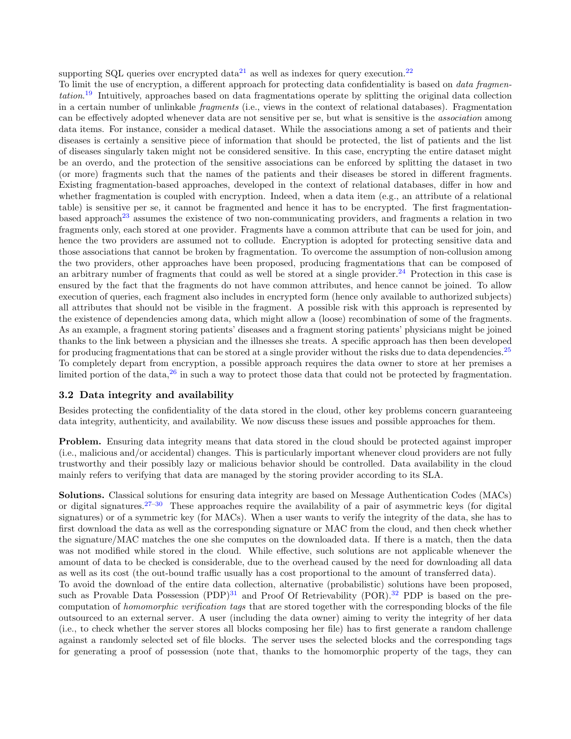supporting SQL queries over encrypted data[21] as well as indexes for query execution.[22]

To limit the use of encryption, a different approach for protecting data confidentiality is based on *data fragmentation*.[19] Intuitively, approaches based on data fragmentations operate by splitting the original data collection in a certain number of unlinkable *fragments* (i.e., views in the context of relational databases). Fragmentation can be effectively adopted whenever data are not sensitive per se, but what is sensitive is the *association* among data items. For instance, consider a medical dataset. While the associations among a set of patients and their diseases is certainly a sensitive piece of information that should be protected, the list of patients and the list of diseases singularly taken might not be considered sensitive. In this case, encrypting the entire dataset might be an overdo, and the protection of the sensitive associations can be enforced by splitting the dataset in two (or more) fragments such that the names of the patients and their diseases be stored in different fragments. Existing fragmentation-based approaches, developed in the context of relational databases, differ in how and whether fragmentation is coupled with encryption. Indeed, when a data item (e.g., an attribute of a relational table) is sensitive per se, it cannot be fragmented and hence it has to be encrypted. The first fragmentation-based approach[23] assumes the existence of two non-communicating providers, and fragments a relation in two fragments only, each stored at one provider. Fragments have a common attribute that can be used for join, and hence the two providers are assumed not to collude. Encryption is adopted for protecting sensitive data and those associations that cannot be broken by fragmentation. To overcome the assumption of non-collusion among the two providers, other approaches have been proposed, producing fragmentations that can be composed of an arbitrary number of fragments that could as well be stored at a single provider.[24] Protection in this case is ensured by the fact that the fragments do not have common attributes, and hence cannot be joined. To allow execution of queries, each fragment also includes in encrypted form (hence only available to authorized subjects) all attributes that should not be visible in the fragment. A possible risk with this approach is represented by the existence of dependencies among data, which might allow a (loose) recombination of some of the fragments. As an example, a fragment storing patients' diseases and a fragment storing patients' physicians might be joined thanks to the link between a physician and the illnesses she treats. A specific approach has then been developed for producing fragmentations that can be stored at a single provider without the risks due to data dependencies.[25] To completely depart from encryption, a possible approach requires the data owner to store at her premises a limited portion of the data,[26] in such a way to protect those data that could not be protected by fragmentation.

### 3.2 Data integrity and availability

Besides protecting the confidentiality of the data stored in the cloud, other key problems concern guaranteeing data integrity, authenticity, and availability. We now discuss these issues and possible approaches for them.

**Problem.** Ensuring data integrity means that data stored in the cloud should be protected against improper (i.e., malicious and/or accidental) changes. This is particularly important whenever cloud providers are not fully trustworthy and their possibly lazy or malicious behavior should be controlled. Data availability in the cloud mainly refers to verifying that data are managed by the storing provider according to its SLA.

**Solutions.** Classical solutions for ensuring data integrity are based on Message Authentication Codes (MACs) or digital signatures.[27–30] These approaches require the availability of a pair of asymmetric keys (for digital signatures) or of a symmetric key (for MACs). When a user wants to verify the integrity of the data, she has to first download the data as well as the corresponding signature or MAC from the cloud, and then check whether the signature/MAC matches the one she computes on the downloaded data. If there is a match, then the data was not modified while stored in the cloud. While effective, such solutions are not applicable whenever the amount of data to be checked is considerable, due to the overhead caused by the need for downloading all data as well as its cost (the out-bound traffic usually has a cost proportional to the amount of transferred data).

To avoid the download of the entire data collection, alternative (probabilistic) solutions have been proposed, such as Provable Data Possession (PDP)[31] and Proof Of Retrievability (POR).[32] PDP is based on the pre-computation of *homomorphic verification tags* that are stored together with the corresponding blocks of the file outsourced to an external server. A user (including the data owner) aiming to verity the integrity of her data (i.e., to check whether the server stores all blocks composing her file) has to first generate a random challenge against a randomly selected set of file blocks. The server uses the selected blocks and the corresponding tags for generating a proof of possession (note that, thanks to the homomorphic property of the tags, they can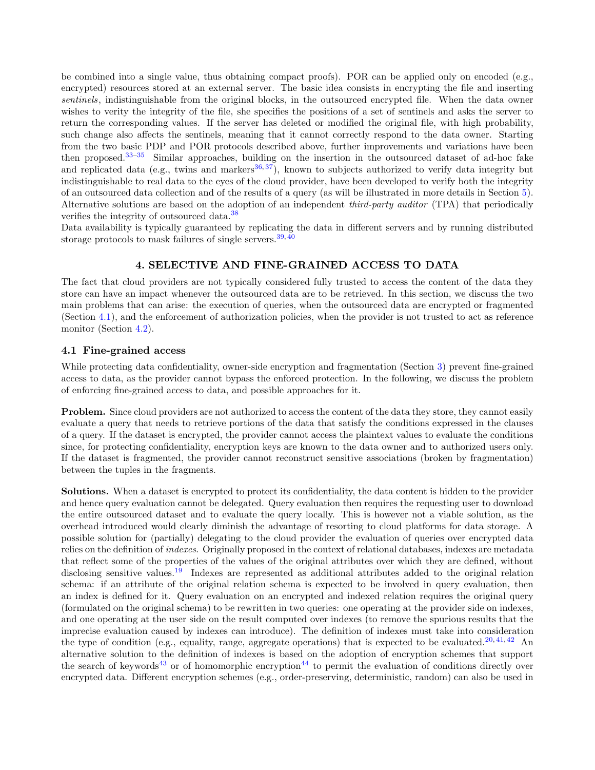be combined into a single value, thus obtaining compact proofs). POR can be applied only on encoded (e.g., encrypted) resources stored at an external server. The basic idea consists in encrypting the file and inserting *sentinels*, indistinguishable from the original blocks, in the outsourced encrypted file. When the data owner wishes to verity the integrity of the file, she specifies the positions of a set of sentinels and asks the server to return the corresponding values. If the server has deleted or modified the original file, with high probability, such change also affects the sentinels, meaning that it cannot correctly respond to the data owner. Starting from the two basic PDP and POR protocols described above, further improvements and variations have been then proposed.[33–35] Similar approaches, building on the insertion in the outsourced dataset of ad-hoc fake and replicated data (e.g., twins and markers[36,37]), known to subjects authorized to verify data integrity but indistinguishable to real data to the eyes of the cloud provider, have been developed to verify both the integrity of an outsourced data collection and of the results of a query (as will be illustrated in more details in Section 5). Alternative solutions are based on the adoption of an independent *third-party auditor* (TPA) that periodically verifies the integrity of outsourced data.[38]

Data availability is typically guaranteed by replicating the data in different servers and by running distributed storage protocols to mask failures of single servers.[39,40]

## 4. SELECTIVE AND FINE-GRAINED ACCESS TO DATA

The fact that cloud providers are not typically considered fully trusted to access the content of the data they store can have an impact whenever the outsourced data are to be retrieved. In this section, we discuss the two main problems that can arise: the execution of queries, when the outsourced data are encrypted or fragmented (Section 4.1), and the enforcement of authorization policies, when the provider is not trusted to act as reference monitor (Section 4.2).

### 4.1 Fine-grained access

While protecting data confidentiality, owner-side encryption and fragmentation (Section 3) prevent fine-grained access to data, as the provider cannot bypass the enforced protection. In the following, we discuss the problem of enforcing fine-grained access to data, and possible approaches for it.

**Problem.** Since cloud providers are not authorized to access the content of the data they store, they cannot easily evaluate a query that needs to retrieve portions of the data that satisfy the conditions expressed in the clauses of a query. If the dataset is encrypted, the provider cannot access the plaintext values to evaluate the conditions since, for protecting confidentiality, encryption keys are known to the data owner and to authorized users only. If the dataset is fragmented, the provider cannot reconstruct sensitive associations (broken by fragmentation) between the tuples in the fragments.

**Solutions.** When a dataset is encrypted to protect its confidentiality, the data content is hidden to the provider and hence query evaluation cannot be delegated. Query evaluation then requires the requesting user to download the entire outsourced dataset and to evaluate the query locally. This is however not a viable solution, as the overhead introduced would clearly diminish the advantage of resorting to cloud platforms for data storage. A possible solution for (partially) delegating to the cloud provider the evaluation of queries over encrypted data relies on the definition of *indexes*. Originally proposed in the context of relational databases, indexes are metadata that reflect some of the properties of the values of the original attributes over which they are defined, without disclosing sensitive values.[19] Indexes are represented as additional attributes added to the original relation schema: if an attribute of the original relation schema is expected to be involved in query evaluation, then an index is defined for it. Query evaluation on an encrypted and indexed relation requires the original query (formulated on the original schema) to be rewritten in two queries: one operating at the provider side on indexes, and one operating at the user side on the result computed over indexes (to remove the spurious results that the imprecise evaluation caused by indexes can introduce). The definition of indexes must take into consideration the type of condition (e.g., equality, range, aggregate operations) that is expected to be evaluated.[20,41,42] An alternative solution to the definition of indexes is based on the adoption of encryption schemes that support the search of keywords[43] or of homomorphic encryption[44] to permit the evaluation of conditions directly over encrypted data. Different encryption schemes (e.g., order-preserving, deterministic, random) can also be used in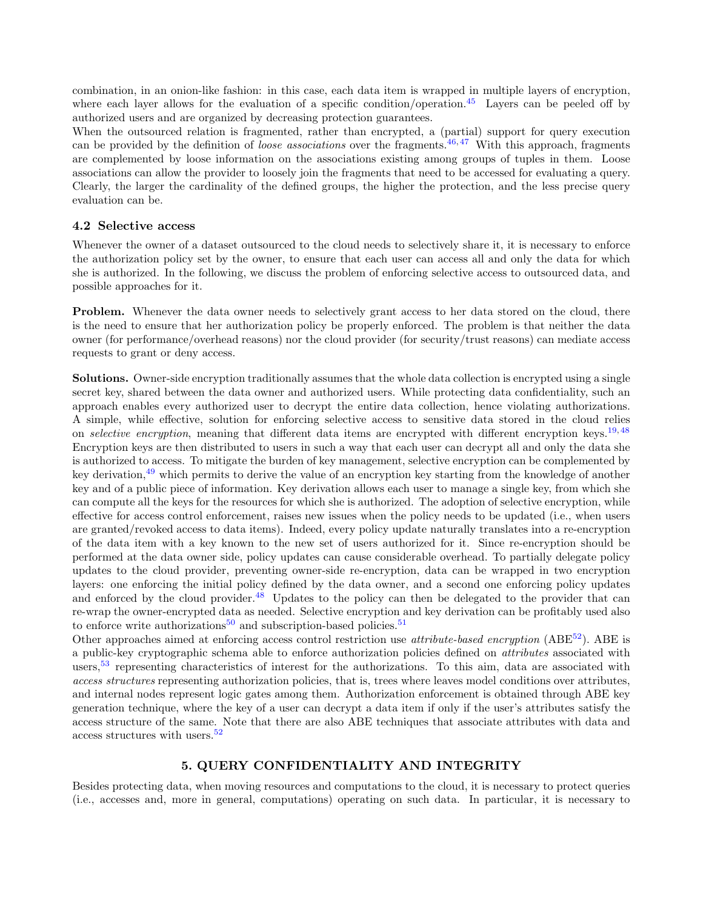combination, in an onion-like fashion: in this case, each data item is wrapped in multiple layers of encryption, where each layer allows for the evaluation of a specific condition/operation.[45] Layers can be peeled off by authorized users and are organized by decreasing protection guarantees.

When the outsourced relation is fragmented, rather than encrypted, a (partial) support for query execution can be provided by the definition of *loose associations* over the fragments.[46,47] With this approach, fragments are complemented by loose information on the associations existing among groups of tuples in them. Loose associations can allow the provider to loosely join the fragments that need to be accessed for evaluating a query. Clearly, the larger the cardinality of the defined groups, the higher the protection, and the less precise query evaluation can be.

### 4.2 Selective access

Whenever the owner of a dataset outsourced to the cloud needs to selectively share it, it is necessary to enforce the authorization policy set by the owner, to ensure that each user can access all and only the data for which she is authorized. In the following, we discuss the problem of enforcing selective access to outsourced data, and possible approaches for it.

**Problem.** Whenever the data owner needs to selectively grant access to her data stored on the cloud, there is the need to ensure that her authorization policy be properly enforced. The problem is that neither the data owner (for performance/overhead reasons) nor the cloud provider (for security/trust reasons) can mediate access requests to grant or deny access.

**Solutions.** Owner-side encryption traditionally assumes that the whole data collection is encrypted using a single secret key, shared between the data owner and authorized users. While protecting data confidentiality, such an approach enables every authorized user to decrypt the entire data collection, hence violating authorizations. A simple, while effective, solution for enforcing selective access to sensitive data stored in the cloud relies on *selective encryption*, meaning that different data items are encrypted with different encryption keys.[19,48] Encryption keys are then distributed to users in such a way that each user can decrypt all and only the data she is authorized to access. To mitigate the burden of key management, selective encryption can be complemented by key derivation,[49] which permits to derive the value of an encryption key starting from the knowledge of another key and of a public piece of information. Key derivation allows each user to manage a single key, from which she can compute all the keys for the resources for which she is authorized. The adoption of selective encryption, while effective for access control enforcement, raises new issues when the policy needs to be updated (i.e., when users are granted/revoked access to data items). Indeed, every policy update naturally translates into a re-encryption of the data item with a key known to the new set of users authorized for it. Since re-encryption should be performed at the data owner side, policy updates can cause considerable overhead. To partially delegate policy updates to the cloud provider, preventing owner-side re-encryption, data can be wrapped in two encryption layers: one enforcing the initial policy defined by the data owner, and a second one enforcing policy updates and enforced by the cloud provider.[48] Updates to the policy can then be delegated to the provider that can re-wrap the owner-encrypted data as needed. Selective encryption and key derivation can be profitably used also to enforce write authorizations[50] and subscription-based policies.[51]

Other approaches aimed at enforcing access control restriction use *attribute-based encryption* (ABE[52]). ABE is a public-key cryptographic schema able to enforce authorization policies defined on *attributes* associated with users,[53] representing characteristics of interest for the authorizations. To this aim, data are associated with *access structures* representing authorization policies, that is, trees where leaves model conditions over attributes, and internal nodes represent logic gates among them. Authorization enforcement is obtained through ABE key generation technique, where the key of a user can decrypt a data item if only if the user's attributes satisfy the access structure of the same. Note that there are also ABE techniques that associate attributes with data and access structures with users.[52]

## 5. QUERY CONFIDENTIALITY AND INTEGRITY

Besides protecting data, when moving resources and computations to the cloud, it is necessary to protect queries (i.e., accesses and, more in general, computations) operating on such data. In particular, it is necessary to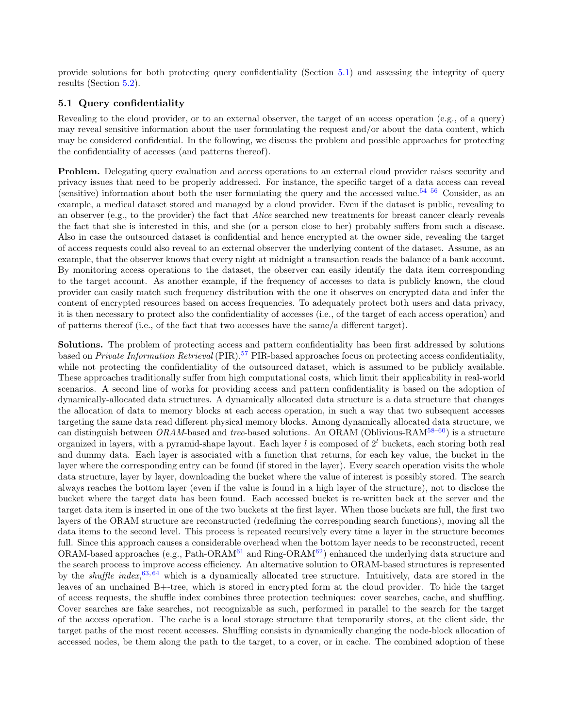provide solutions for both protecting query confidentiality (Section 5.1) and assessing the integrity of query results (Section 5.2).

### 5.1 Query confidentiality

Revealing to the cloud provider, or to an external observer, the target of an access operation (e.g., of a query) may reveal sensitive information about the user formulating the request and/or about the data content, which may be considered confidential. In the following, we discuss the problem and possible approaches for protecting the confidentiality of accesses (and patterns thereof).

**Problem.** Delegating query evaluation and access operations to an external cloud provider raises security and privacy issues that need to be properly addressed. For instance, the specific target of a data access can reveal (sensitive) information about both the user formulating the query and the accessed value.[54–56] Consider, as an example, a medical dataset stored and managed by a cloud provider. Even if the dataset is public, revealing to an observer (e.g., to the provider) the fact that *Alice* searched new treatments for breast cancer clearly reveals the fact that she is interested in this, and she (or a person close to her) probably suffers from such a disease. Also in case the outsourced dataset is confidential and hence encrypted at the owner side, revealing the target of access requests could also reveal to an external observer the underlying content of the dataset. Assume, as an example, that the observer knows that every night at midnight a transaction reads the balance of a bank account. By monitoring access operations to the dataset, the observer can easily identify the data item corresponding to the target account. As another example, if the frequency of accesses to data is publicly known, the cloud provider can easily match such frequency distribution with the one it observes on encrypted data and infer the content of encrypted resources based on access frequencies. To adequately protect both users and data privacy, it is then necessary to protect also the confidentiality of accesses (i.e., of the target of each access operation) and of patterns thereof (i.e., of the fact that two accesses have the same/a different target).

**Solutions.** The problem of protecting access and pattern confidentiality has been first addressed by solutions based on *Private Information Retrieval* (PIR).[57] PIR-based approaches focus on protecting access confidentiality, while not protecting the confidentiality of the outsourced dataset, which is assumed to be publicly available. These approaches traditionally suffer from high computational costs, which limit their applicability in real-world scenarios. A second line of works for providing access and pattern confidentiality is based on the adoption of dynamically-allocated data structures. A dynamically allocated data structure is a data structure that changes the allocation of data to memory blocks at each access operation, in such a way that two subsequent accesses targeting the same data read different physical memory blocks. Among dynamically allocated data structure, we can distinguish between *ORAM*-based and *tree*-based solutions. An ORAM (Oblivious-RAM[58–60]) is a structure organized in layers, with a pyramid-shape layout. Each layer $l$ is composed of $2^l$ buckets, each storing both real and dummy data. Each layer is associated with a function that returns, for each key value, the bucket in the layer where the corresponding entry can be found (if stored in the layer). Every search operation visits the whole data structure, layer by layer, downloading the bucket where the value of interest is possibly stored. The search always reaches the bottom layer (even if the value is found in a high layer of the structure), not to disclose the bucket where the target data has been found. Each accessed bucket is re-written back at the server and the target data item is inserted in one of the two buckets at the first layer. When those buckets are full, the first two layers of the ORAM structure are reconstructed (redefining the corresponding search functions), moving all the data items to the second level. This process is repeated recursively every time a layer in the structure becomes full. Since this approach causes a considerable overhead when the bottom layer needs to be reconstructed, recent ORAM-based approaches (e.g., Path-ORAM[61] and Ring-ORAM[62]) enhanced the underlying data structure and the search process to improve access efficiency. An alternative solution to ORAM-based structures is represented by the *shuffle index*,[63, 64] which is a dynamically allocated tree structure. Intuitively, data are stored in the leaves of an unchained B+-tree, which is stored in encrypted form at the cloud provider. To hide the target of access requests, the shuffle index combines three protection techniques: cover searches, cache, and shuffling. Cover searches are fake searches, not recognizable as such, performed in parallel to the search for the target of the access operation. The cache is a local storage structure that temporarily stores, at the client side, the target paths of the most recent accesses. Shuffling consists in dynamically changing the node-block allocation of accessed nodes, be them along the path to the target, to a cover, or in cache. The combined adoption of these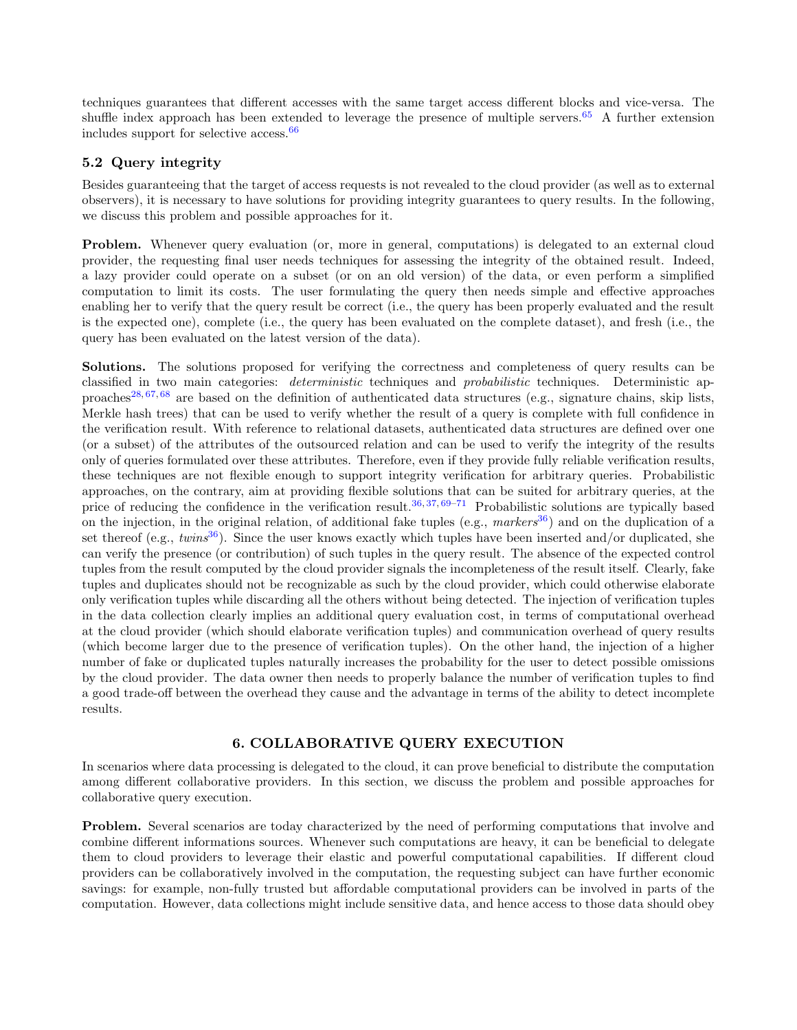techniques guarantees that different accesses with the same target access different blocks and vice-versa. The shuffle index approach has been extended to leverage the presence of multiple servers.[65] A further extension includes support for selective access.[66]

### 5.2 Query integrity

Besides guaranteeing that the target of access requests is not revealed to the cloud provider (as well as to external observers), it is necessary to have solutions for providing integrity guarantees to query results. In the following, we discuss this problem and possible approaches for it.

**Problem.** Whenever query evaluation (or, more in general, computations) is delegated to an external cloud provider, the requesting final user needs techniques for assessing the integrity of the obtained result. Indeed, a lazy provider could operate on a subset (or on an old version) of the data, or even perform a simplified computation to limit its costs. The user formulating the query then needs simple and effective approaches enabling her to verify that the query result be correct (i.e., the query has been properly evaluated and the result is the expected one), complete (i.e., the query has been evaluated on the complete dataset), and fresh (i.e., the query has been evaluated on the latest version of the data).

**Solutions.** The solutions proposed for verifying the correctness and completeness of query results can be classified in two main categories: *deterministic* techniques and *probabilistic* techniques. Deterministic approaches[28,67,68] are based on the definition of authenticated data structures (e.g., signature chains, skip lists, Merkle hash trees) that can be used to verify whether the result of a query is complete with full confidence in the verification result. With reference to relational datasets, authenticated data structures are defined over one (or a subset) of the attributes of the outsourced relation and can be used to verify the integrity of the results only of queries formulated over these attributes. Therefore, even if they provide fully reliable verification results, these techniques are not flexible enough to support integrity verification for arbitrary queries. Probabilistic approaches, on the contrary, aim at providing flexible solutions that can be suited for arbitrary queries, at the price of reducing the confidence in the verification result.[36,37,69–71] Probabilistic solutions are typically based on the injection, in the original relation, of additional fake tuples (e.g., *markers*[36]) and on the duplication of a set thereof (e.g., *twins*[36]). Since the user knows exactly which tuples have been inserted and/or duplicated, she can verify the presence (or contribution) of such tuples in the query result. The absence of the expected control tuples from the result computed by the cloud provider signals the incompleteness of the result itself. Clearly, fake tuples and duplicates should not be recognizable as such by the cloud provider, which could otherwise elaborate only verification tuples while discarding all the others without being detected. The injection of verification tuples in the data collection clearly implies an additional query evaluation cost, in terms of computational overhead at the cloud provider (which should elaborate verification tuples) and communication overhead of query results (which become larger due to the presence of verification tuples). On the other hand, the injection of a higher number of fake or duplicated tuples naturally increases the probability for the user to detect possible omissions by the cloud provider. The data owner then needs to properly balance the number of verification tuples to find a good trade-off between the overhead they cause and the advantage in terms of the ability to detect incomplete results.

## 6. COLLABORATIVE QUERY EXECUTION

In scenarios where data processing is delegated to the cloud, it can prove beneficial to distribute the computation among different collaborative providers. In this section, we discuss the problem and possible approaches for collaborative query execution.

**Problem.** Several scenarios are today characterized by the need of performing computations that involve and combine different informations sources. Whenever such computations are heavy, it can be beneficial to delegate them to cloud providers to leverage their elastic and powerful computational capabilities. If different cloud providers can be collaboratively involved in the computation, the requesting subject can have further economic savings: for example, non-fully trusted but affordable computational providers can be involved in parts of the computation. However, data collections might include sensitive data, and hence access to those data should obey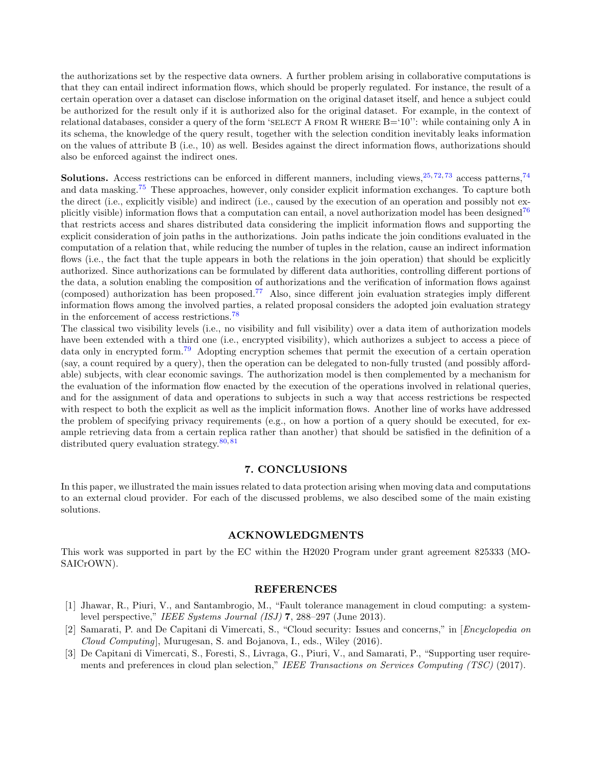the authorizations set by the respective data owners. A further problem arising in collaborative computations is that they can entail indirect information flows, which should be properly regulated. For instance, the result of a certain operation over a dataset can disclose information on the original dataset itself, and hence a subject could be authorized for the result only if it is authorized also for the original dataset. For example, in the context of relational databases, consider a query of the form 'SELECT A FROM R WHERE B='10'': while containing only A in its schema, the knowledge of the query result, together with the selection condition inevitably leaks information on the values of attribute B (i.e., 10) as well. Besides against the direct information flows, authorizations should also be enforced against the indirect ones.

**Solutions.** Access restrictions can be enforced in different manners, including views,[25, 72, 73] access patterns,[74] and data masking.[75] These approaches, however, only consider explicit information exchanges. To capture both the direct (i.e., explicitly visible) and indirect (i.e., caused by the execution of an operation and possibly not explicitly visible) information flows that a computation can entail, a novel authorization model has been designed[76] that restricts access and shares distributed data considering the implicit information flows and supporting the explicit consideration of join paths in the authorizations. Join paths indicate the join conditions evaluated in the computation of a relation that, while reducing the number of tuples in the relation, cause an indirect information flows (i.e., the fact that the tuple appears in both the relations in the join operation) that should be explicitly authorized. Since authorizations can be formulated by different data authorities, controlling different portions of the data, a solution enabling the composition of authorizations and the verification of information flows against (composed) authorization has been proposed.[77] Also, since different join evaluation strategies imply different information flows among the involved parties, a related proposal considers the adopted join evaluation strategy in the enforcement of access restrictions.[78]
The classical two visibility levels (i.e., no visibility and full visibility) over a data item of authorization models have been extended with a third one (i.e., encrypted visibility), which authorizes a subject to access a piece of data only in encrypted form.[79] Adopting encryption schemes that permit the execution of a certain operation (say, a count required by a query), then the operation can be delegated to non-fully trusted (and possibly affordable) subjects, with clear economic savings. The authorization model is then complemented by a mechanism for the evaluation of the information flow enacted by the execution of the operations involved in relational queries, and for the assignment of data and operations to subjects in such a way that access restrictions be respected with respect to both the explicit as well as the implicit information flows. Another line of works have addressed the problem of specifying privacy requirements (e.g., on how a portion of a query should be executed, for example retrieving data from a certain replica rather than another) that should be satisfied in the definition of a distributed query evaluation strategy.[80, 81]

## 7. CONCLUSIONS

In this paper, we illustrated the main issues related to data protection arising when moving data and computations to an external cloud provider. For each of the discussed problems, we also descibed some of the main existing solutions.

## ACKNOWLEDGMENTS

This work was supported in part by the EC within the H2020 Program under grant agreement 825333 (MOSAICrOWN).

## REFERENCES

[1] Jhawar, R., Piuri, V., and Santambrogio, M., "Fault tolerance management in cloud computing: a system-level perspective," *IEEE Systems Journal (ISJ)* **7**, 288–297 (June 2013).

[2] Samarati, P. and De Capitani di Vimercati, S., "Cloud security: Issues and concerns," in [*Encyclopedia on Cloud Computing*], Murugesan, S. and Bojanova, I., eds., Wiley (2016).

[3] De Capitani di Vimercati, S., Foresti, S., Livraga, G., Piuri, V., and Samarati, P., "Supporting user requirements and preferences in cloud plan selection," *IEEE Transactions on Services Computing (TSC)* (2017).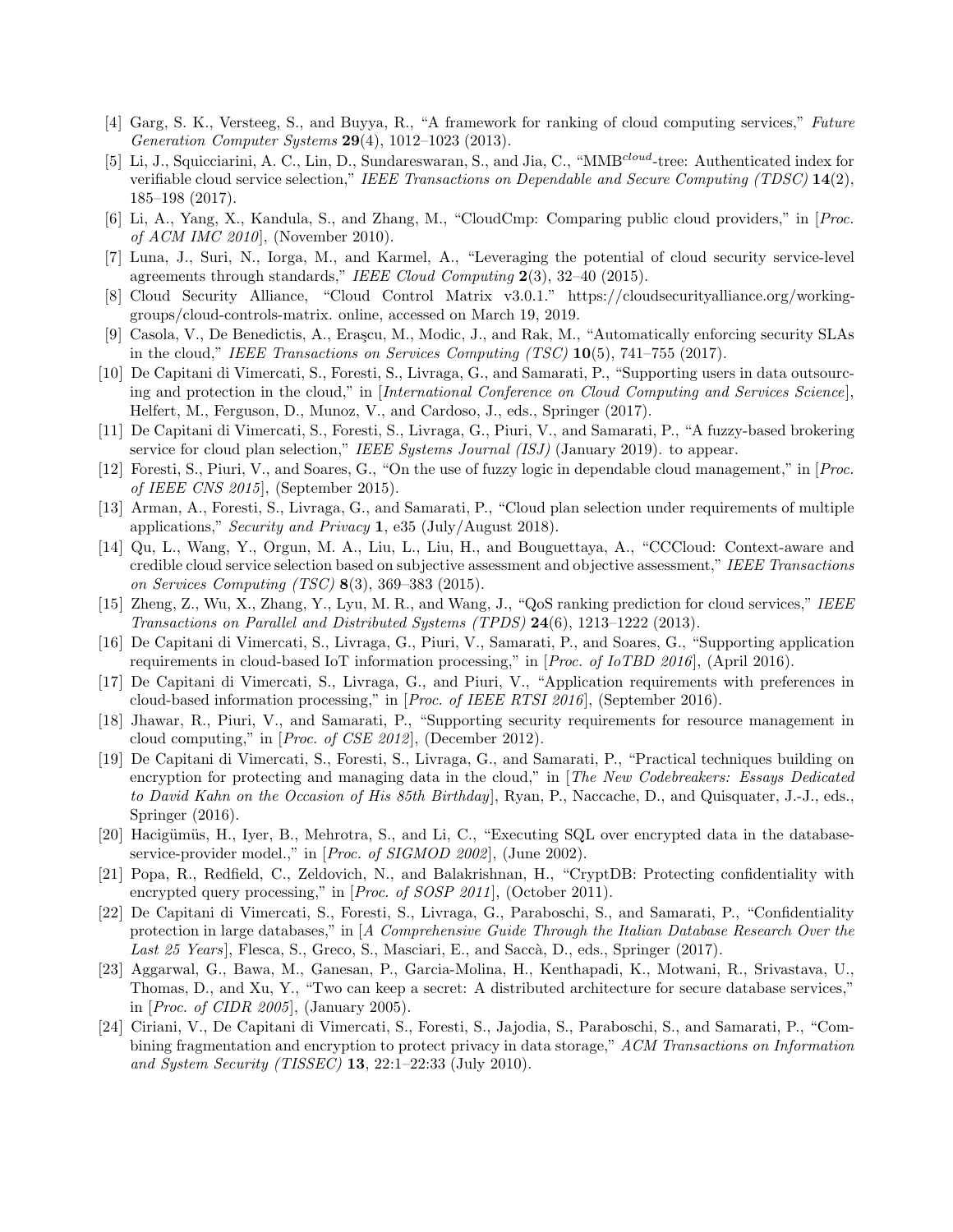[4] Garg, S. K., Versteeg, S., and Buyya, R., "A framework for ranking of cloud computing services," *Future Generation Computer Systems* **29**(4), 1012–1023 (2013).

[5] Li, J., Squicciarini, A. C., Lin, D., Sundareswaran, S., and Jia, C., "MMB$^{cloud}$-tree: Authenticated index for verifiable cloud service selection," *IEEE Transactions on Dependable and Secure Computing (TDSC)* **14**(2), 185–198 (2017).

[6] Li, A., Yang, X., Kandula, S., and Zhang, M., "CloudCmp: Comparing public cloud providers," in [*Proc. of ACM IMC 2010*], (November 2010).

[7] Luna, J., Suri, N., Iorga, M., and Karmel, A., "Leveraging the potential of cloud security service-level agreements through standards," *IEEE Cloud Computing* **2**(3), 32–40 (2015).

[8] Cloud Security Alliance, "Cloud Control Matrix v3.0.1." https://cloudsecurityalliance.org/working-groups/cloud-controls-matrix. online, accessed on March 19, 2019.

[9] Casola, V., De Benedictis, A., Eraşcu, M., Modic, J., and Rak, M., "Automatically enforcing security SLAs in the cloud," *IEEE Transactions on Services Computing (TSC)* **10**(5), 741–755 (2017).

[10] De Capitani di Vimercati, S., Foresti, S., Livraga, G., and Samarati, P., "Supporting users in data outsourcing and protection in the cloud," in [*International Conference on Cloud Computing and Services Science*], Helfert, M., Ferguson, D., Munoz, V., and Cardoso, J., eds., Springer (2017).

[11] De Capitani di Vimercati, S., Foresti, S., Livraga, G., Piuri, V., and Samarati, P., "A fuzzy-based brokering service for cloud plan selection," *IEEE Systems Journal (ISJ)* (January 2019). to appear.

[12] Foresti, S., Piuri, V., and Soares, G., "On the use of fuzzy logic in dependable cloud management," in [*Proc. of IEEE CNS 2015*], (September 2015).

[13] Arman, A., Foresti, S., Livraga, G., and Samarati, P., "Cloud plan selection under requirements of multiple applications," *Security and Privacy* **1**, e35 (July/August 2018).

[14] Qu, L., Wang, Y., Orgun, M. A., Liu, L., Liu, H., and Bouguettaya, A., "CCCloud: Context-aware and credible cloud service selection based on subjective assessment and objective assessment," *IEEE Transactions on Services Computing (TSC)* **8**(3), 369–383 (2015).

[15] Zheng, Z., Wu, X., Zhang, Y., Lyu, M. R., and Wang, J., "QoS ranking prediction for cloud services," *IEEE Transactions on Parallel and Distributed Systems (TPDS)* **24**(6), 1213–1222 (2013).

[16] De Capitani di Vimercati, S., Livraga, G., Piuri, V., Samarati, P., and Soares, G., "Supporting application requirements in cloud-based IoT information processing," in [*Proc. of IoTBD 2016*], (April 2016).

[17] De Capitani di Vimercati, S., Livraga, G., and Piuri, V., "Application requirements with preferences in cloud-based information processing," in [*Proc. of IEEE RTSI 2016*], (September 2016).

[18] Jhawar, R., Piuri, V., and Samarati, P., "Supporting security requirements for resource management in cloud computing," in [*Proc. of CSE 2012*], (December 2012).

[19] De Capitani di Vimercati, S., Foresti, S., Livraga, G., and Samarati, P., "Practical techniques building on encryption for protecting and managing data in the cloud," in [*The New Codebreakers: Essays Dedicated to David Kahn on the Occasion of His 85th Birthday*], Ryan, P., Naccache, D., and Quisquater, J.-J., eds., Springer (2016).

[20] Hacigümüs, H., Iyer, B., Mehrotra, S., and Li, C., "Executing SQL over encrypted data in the database-service-provider model.," in [*Proc. of SIGMOD 2002*], (June 2002).

[21] Popa, R., Redfield, C., Zeldovich, N., and Balakrishnan, H., "CryptDB: Protecting confidentiality with encrypted query processing," in [*Proc. of SOSP 2011*], (October 2011).

[22] De Capitani di Vimercati, S., Foresti, S., Livraga, G., Paraboschi, S., and Samarati, P., "Confidentiality protection in large databases," in [*A Comprehensive Guide Through the Italian Database Research Over the Last 25 Years*], Flesca, S., Greco, S., Masciari, E., and Saccà, D., eds., Springer (2017).

[23] Aggarwal, G., Bawa, M., Ganesan, P., Garcia-Molina, H., Kenthapadi, K., Motwani, R., Srivastava, U., Thomas, D., and Xu, Y., "Two can keep a secret: A distributed architecture for secure database services," in [*Proc. of CIDR 2005*], (January 2005).

[24] Ciriani, V., De Capitani di Vimercati, S., Foresti, S., Jajodia, S., Paraboschi, S., and Samarati, P., "Combining fragmentation and encryption to protect privacy in data storage," *ACM Transactions on Information and System Security (TISSEC)* **13**, 22:1–22:33 (July 2010).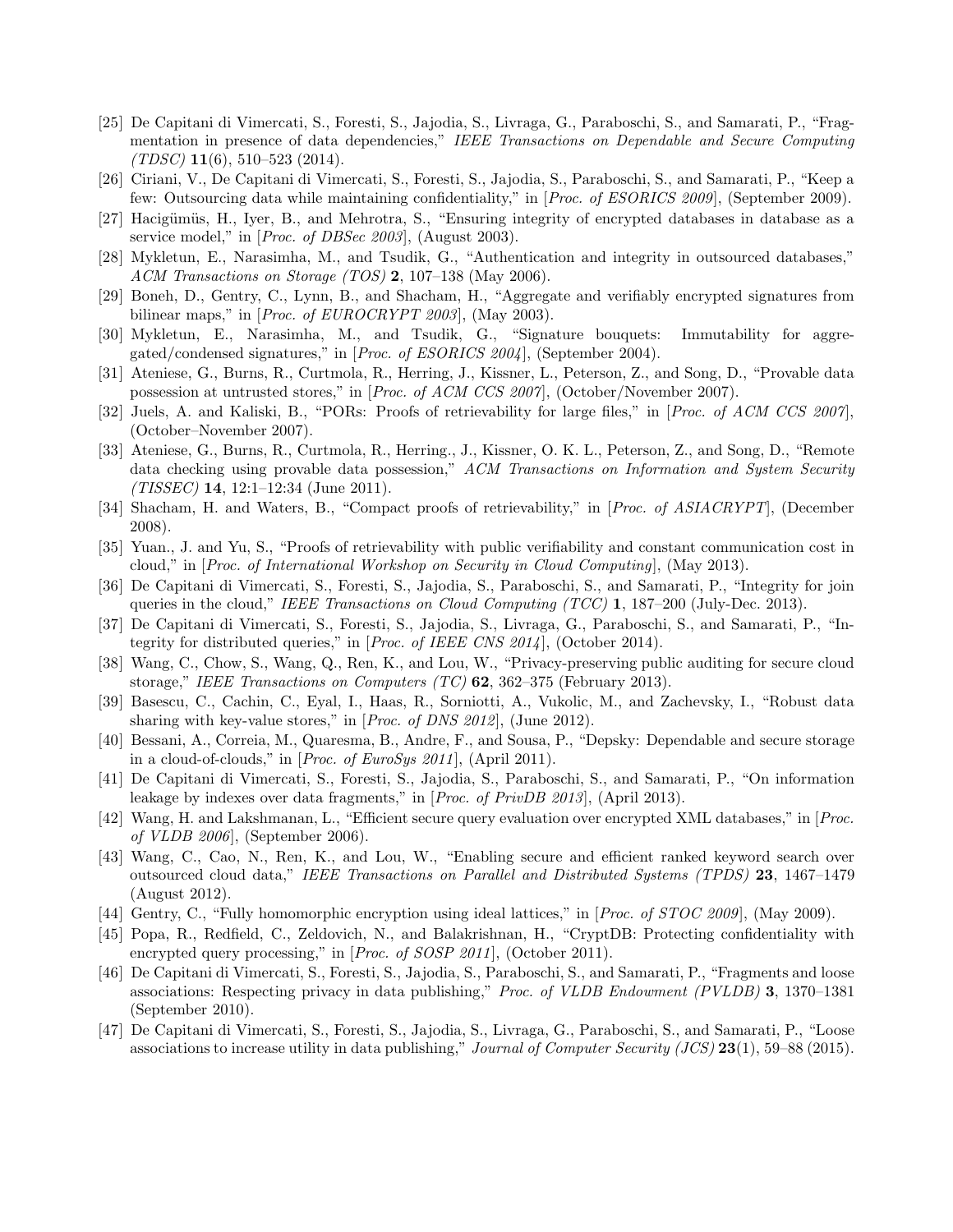[25] De Capitani di Vimercati, S., Foresti, S., Jajodia, S., Livraga, G., Paraboschi, S., and Samarati, P., "Fragmentation in presence of data dependencies," *IEEE Transactions on Dependable and Secure Computing (TDSC)* **11**(6), 510–523 (2014).

[26] Ciriani, V., De Capitani di Vimercati, S., Foresti, S., Jajodia, S., Paraboschi, S., and Samarati, P., "Keep a few: Outsourcing data while maintaining confidentiality," in [*Proc. of ESORICS 2009*], (September 2009).

[27] Hacigümüs, H., Iyer, B., and Mehrotra, S., "Ensuring integrity of encrypted databases in database as a service model," in [*Proc. of DBSec 2003*], (August 2003).

[28] Mykletun, E., Narasimha, M., and Tsudik, G., "Authentication and integrity in outsourced databases," *ACM Transactions on Storage (TOS)* **2**, 107–138 (May 2006).

[29] Boneh, D., Gentry, C., Lynn, B., and Shacham, H., "Aggregate and verifiably encrypted signatures from bilinear maps," in [*Proc. of EUROCRYPT 2003*], (May 2003).

[30] Mykletun, E., Narasimha, M., and Tsudik, G., "Signature bouquets: Immutability for aggregated/condensed signatures," in [*Proc. of ESORICS 2004*], (September 2004).

[31] Ateniese, G., Burns, R., Curtmola, R., Herring, J., Kissner, L., Peterson, Z., and Song, D., "Provable data possession at untrusted stores," in [*Proc. of ACM CCS 2007*], (October/November 2007).

[32] Juels, A. and Kaliski, B., "PORs: Proofs of retrievability for large files," in [*Proc. of ACM CCS 2007*], (October–November 2007).

[33] Ateniese, G., Burns, R., Curtmola, R., Herring., J., Kissner, O. K. L., Peterson, Z., and Song, D., "Remote data checking using provable data possession," *ACM Transactions on Information and System Security (TISSEC)* **14**, 12:1–12:34 (June 2011).

[34] Shacham, H. and Waters, B., "Compact proofs of retrievability," in [*Proc. of ASIACRYPT*], (December 2008).

[35] Yuan., J. and Yu, S., "Proofs of retrievability with public verifiability and constant communication cost in cloud," in [*Proc. of International Workshop on Security in Cloud Computing*], (May 2013).

[36] De Capitani di Vimercati, S., Foresti, S., Jajodia, S., Paraboschi, S., and Samarati, P., "Integrity for join queries in the cloud," *IEEE Transactions on Cloud Computing (TCC)* **1**, 187–200 (July-Dec. 2013).

[37] De Capitani di Vimercati, S., Foresti, S., Jajodia, S., Livraga, G., Paraboschi, S., and Samarati, P., "Integrity for distributed queries," in [*Proc. of IEEE CNS 2014*], (October 2014).

[38] Wang, C., Chow, S., Wang, Q., Ren, K., and Lou, W., "Privacy-preserving public auditing for secure cloud storage," *IEEE Transactions on Computers (TC)* **62**, 362–375 (February 2013).

[39] Basescu, C., Cachin, C., Eyal, I., Haas, R., Sorniotti, A., Vukolic, M., and Zachevsky, I., "Robust data sharing with key-value stores," in [*Proc. of DNS 2012*], (June 2012).

[40] Bessani, A., Correia, M., Quaresma, B., Andre, F., and Sousa, P., "Depsky: Dependable and secure storage in a cloud-of-clouds," in [*Proc. of EuroSys 2011*], (April 2011).

[41] De Capitani di Vimercati, S., Foresti, S., Jajodia, S., Paraboschi, S., and Samarati, P., "On information leakage by indexes over data fragments," in [*Proc. of PrivDB 2013*], (April 2013).

[42] Wang, H. and Lakshmanan, L., "Efficient secure query evaluation over encrypted XML databases," in [*Proc. of VLDB 2006*], (September 2006).

[43] Wang, C., Cao, N., Ren, K., and Lou, W., "Enabling secure and efficient ranked keyword search over outsourced cloud data," *IEEE Transactions on Parallel and Distributed Systems (TPDS)* **23**, 1467–1479 (August 2012).

[44] Gentry, C., "Fully homomorphic encryption using ideal lattices," in [*Proc. of STOC 2009*], (May 2009).

[45] Popa, R., Redfield, C., Zeldovich, N., and Balakrishnan, H., "CryptDB: Protecting confidentiality with encrypted query processing," in [*Proc. of SOSP 2011*], (October 2011).

[46] De Capitani di Vimercati, S., Foresti, S., Jajodia, S., Paraboschi, S., and Samarati, P., "Fragments and loose associations: Respecting privacy in data publishing," *Proc. of VLDB Endowment (PVLDB)* **3**, 1370–1381 (September 2010).

[47] De Capitani di Vimercati, S., Foresti, S., Jajodia, S., Livraga, G., Paraboschi, S., and Samarati, P., "Loose associations to increase utility in data publishing," *Journal of Computer Security (JCS)* **23**(1), 59–88 (2015).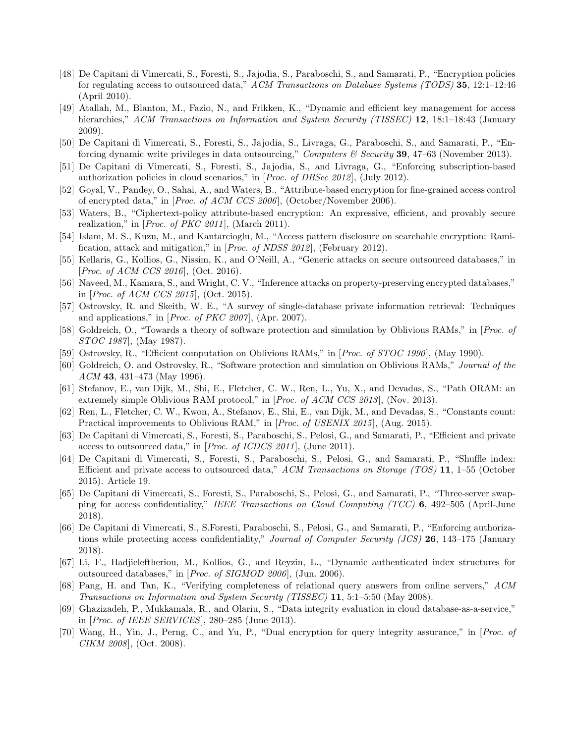[48] De Capitani di Vimercati, S., Foresti, S., Jajodia, S., Paraboschi, S., and Samarati, P., "Encryption policies for regulating access to outsourced data," *ACM Transactions on Database Systems (TODS)* **35**, 12:1–12:46 (April 2010).

[49] Atallah, M., Blanton, M., Fazio, N., and Frikken, K., "Dynamic and efficient key management for access hierarchies," *ACM Transactions on Information and System Security (TISSEC)* **12**, 18:1–18:43 (January 2009).

[50] De Capitani di Vimercati, S., Foresti, S., Jajodia, S., Livraga, G., Paraboschi, S., and Samarati, P., "Enforcing dynamic write privileges in data outsourcing," *Computers & Security* **39**, 47–63 (November 2013).

[51] De Capitani di Vimercati, S., Foresti, S., Jajodia, S., and Livraga, G., "Enforcing subscription-based authorization policies in cloud scenarios," in [*Proc. of DBSec 2012*], (July 2012).

[52] Goyal, V., Pandey, O., Sahai, A., and Waters, B., "Attribute-based encryption for fine-grained access control of encrypted data," in [*Proc. of ACM CCS 2006*], (October/November 2006).

[53] Waters, B., "Ciphertext-policy attribute-based encryption: An expressive, efficient, and provably secure realization," in [*Proc. of PKC 2011*], (March 2011).

[54] Islam, M. S., Kuzu, M., and Kantarcioglu, M., "Access pattern disclosure on searchable encryption: Ramification, attack and mitigation," in [*Proc. of NDSS 2012*], (February 2012).

[55] Kellaris, G., Kollios, G., Nissim, K., and O'Neill, A., "Generic attacks on secure outsourced databases," in [*Proc. of ACM CCS 2016*], (Oct. 2016).

[56] Naveed, M., Kamara, S., and Wright, C. V., "Inference attacks on property-preserving encrypted databases," in [*Proc. of ACM CCS 2015*], (Oct. 2015).

[57] Ostrovsky, R. and Skeith, W. E., "A survey of single-database private information retrieval: Techniques and applications," in [*Proc. of PKC 2007*], (Apr. 2007).

[58] Goldreich, O., "Towards a theory of software protection and simulation by Oblivious RAMs," in [*Proc. of STOC 1987*], (May 1987).

[59] Ostrovsky, R., "Efficient computation on Oblivious RAMs," in [*Proc. of STOC 1990*], (May 1990).

[60] Goldreich, O. and Ostrovsky, R., "Software protection and simulation on Oblivious RAMs," *Journal of the ACM* **43**, 431–473 (May 1996).

[61] Stefanov, E., van Dijk, M., Shi, E., Fletcher, C. W., Ren, L., Yu, X., and Devadas, S., "Path ORAM: an extremely simple Oblivious RAM protocol," in [*Proc. of ACM CCS 2013*], (Nov. 2013).

[62] Ren, L., Fletcher, C. W., Kwon, A., Stefanov, E., Shi, E., van Dijk, M., and Devadas, S., "Constants count: Practical improvements to Oblivious RAM," in [*Proc. of USENIX 2015*], (Aug. 2015).

[63] De Capitani di Vimercati, S., Foresti, S., Paraboschi, S., Pelosi, G., and Samarati, P., "Efficient and private access to outsourced data," in [*Proc. of ICDCS 2011*], (June 2011).

[64] De Capitani di Vimercati, S., Foresti, S., Paraboschi, S., Pelosi, G., and Samarati, P., "Shuffle index: Efficient and private access to outsourced data," *ACM Transactions on Storage (TOS)* **11**, 1–55 (October 2015). Article 19.

[65] De Capitani di Vimercati, S., Foresti, S., Paraboschi, S., Pelosi, G., and Samarati, P., "Three-server swapping for access confidentiality," *IEEE Transactions on Cloud Computing (TCC)* **6**, 492–505 (April-June 2018).

[66] De Capitani di Vimercati, S., S.Foresti, Paraboschi, S., Pelosi, G., and Samarati, P., "Enforcing authorizations while protecting access confidentiality," *Journal of Computer Security (JCS)* **26**, 143–175 (January 2018).

[67] Li, F., Hadjieleftheriou, M., Kollios, G., and Reyzin, L., "Dynamic authenticated index structures for outsourced databases," in [*Proc. of SIGMOD 2006*], (Jun. 2006).

[68] Pang, H. and Tan, K., "Verifying completeness of relational query answers from online servers," *ACM Transactions on Information and System Security (TISSEC)* **11**, 5:1–5:50 (May 2008).

[69] Ghazizadeh, P., Mukkamala, R., and Olariu, S., "Data integrity evaluation in cloud database-as-a-service," in [*Proc. of IEEE SERVICES*], 280–285 (June 2013).

[70] Wang, H., Yin, J., Perng, C., and Yu, P., "Dual encryption for query integrity assurance," in [*Proc. of CIKM 2008*], (Oct. 2008).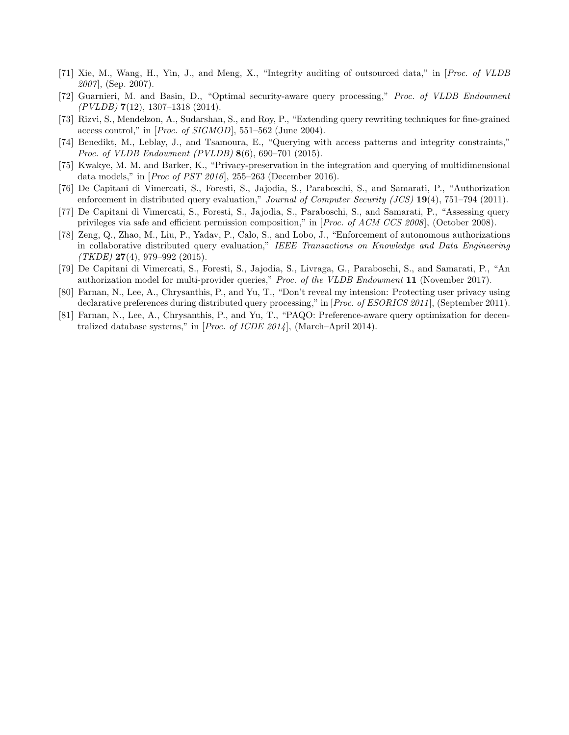[71] Xie, M., Wang, H., Yin, J., and Meng, X., "Integrity auditing of outsourced data," in [*Proc. of VLDB 2007*], (Sep. 2007).

[72] Guarnieri, M. and Basin, D., "Optimal security-aware query processing," *Proc. of VLDB Endowment (PVLDB)* **7**(12), 1307–1318 (2014).

[73] Rizvi, S., Mendelzon, A., Sudarshan, S., and Roy, P., "Extending query rewriting techniques for fine-grained access control," in [*Proc. of SIGMOD*], 551–562 (June 2004).

[74] Benedikt, M., Leblay, J., and Tsamoura, E., "Querying with access patterns and integrity constraints," *Proc. of VLDB Endowment (PVLDB)* **8**(6), 690–701 (2015).

[75] Kwakye, M. M. and Barker, K., "Privacy-preservation in the integration and querying of multidimensional data models," in [*Proc of PST 2016*], 255–263 (December 2016).

[76] De Capitani di Vimercati, S., Foresti, S., Jajodia, S., Paraboschi, S., and Samarati, P., "Authorization enforcement in distributed query evaluation," *Journal of Computer Security (JCS)* **19**(4), 751–794 (2011).

[77] De Capitani di Vimercati, S., Foresti, S., Jajodia, S., Paraboschi, S., and Samarati, P., "Assessing query privileges via safe and efficient permission composition," in [*Proc. of ACM CCS 2008*], (October 2008).

[78] Zeng, Q., Zhao, M., Liu, P., Yadav, P., Calo, S., and Lobo, J., "Enforcement of autonomous authorizations in collaborative distributed query evaluation," *IEEE Transactions on Knowledge and Data Engineering (TKDE)* **27**(4), 979–992 (2015).

[79] De Capitani di Vimercati, S., Foresti, S., Jajodia, S., Livraga, G., Paraboschi, S., and Samarati, P., "An authorization model for multi-provider queries," *Proc. of the VLDB Endowment* **11** (November 2017).

[80] Farnan, N., Lee, A., Chrysanthis, P., and Yu, T., "Don't reveal my intension: Protecting user privacy using declarative preferences during distributed query processing," in [*Proc. of ESORICS 2011*], (September 2011).

[81] Farnan, N., Lee, A., Chrysanthis, P., and Yu, T., "PAQO: Preference-aware query optimization for decentralized database systems," in [*Proc. of ICDE 2014*], (March–April 2014).